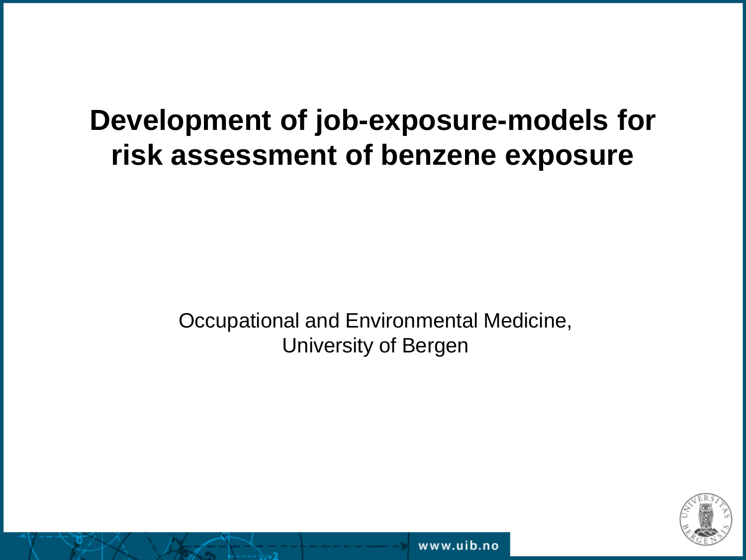# Development of job-exposure-models for risk assessment of benzene exposure

Occupational and Environmental Medicine,
University of Bergen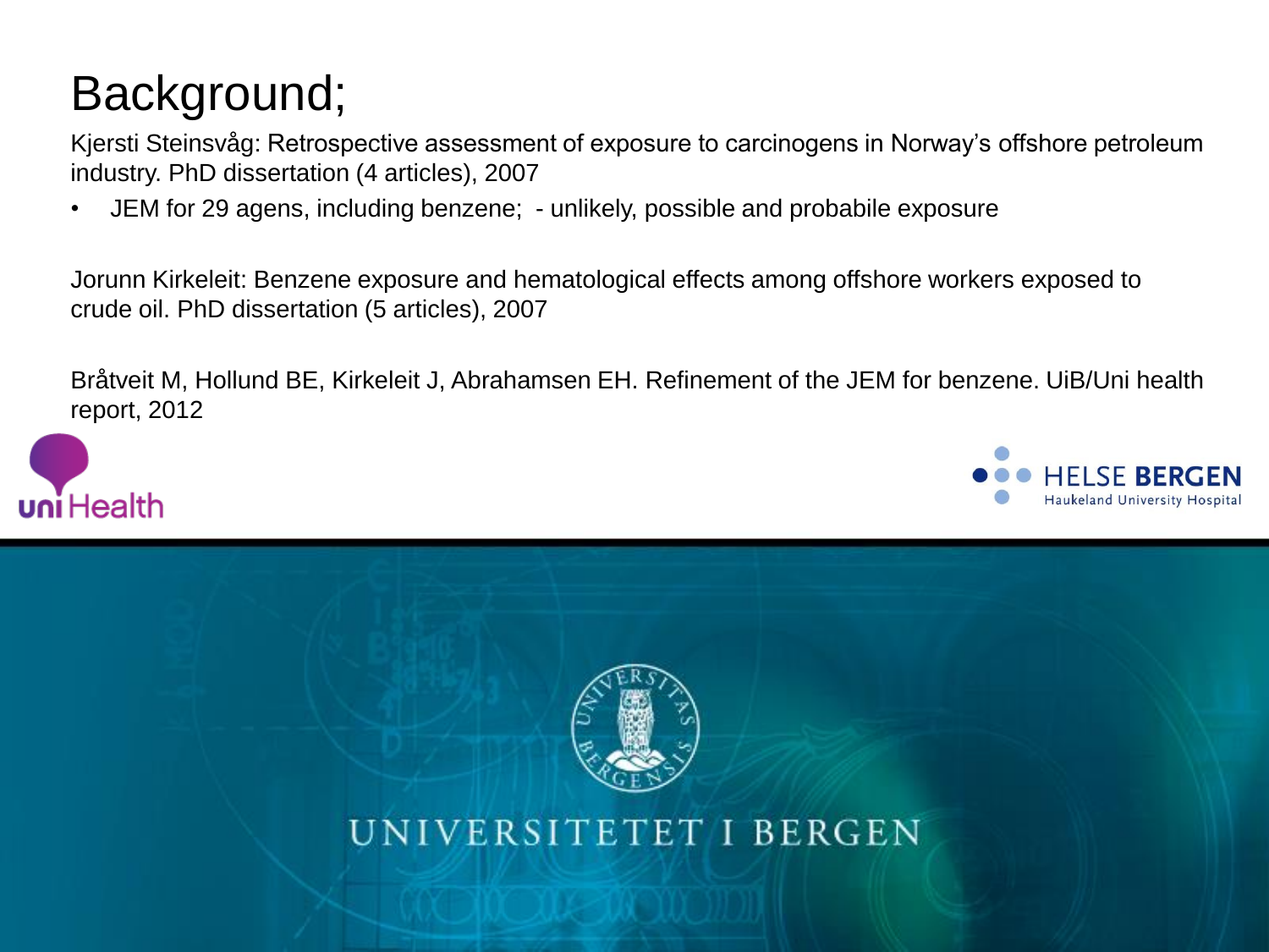# Background;

Kjersti Steinsvåg: Retrospective assessment of exposure to carcinogens in Norway's offshore petroleum industry. PhD dissertation (4 articles), 2007

- JEM for 29 agens, including benzene; - unlikely, possible and probabile exposure

Jorunn Kirkeleit: Benzene exposure and hematological effects among offshore workers exposed to crude oil. PhD dissertation (5 articles), 2007

Bråtveit M, Hollund BE, Kirkeleit J, Abrahamsen EH. Refinement of the JEM for benzene. UiB/Uni health report, 2012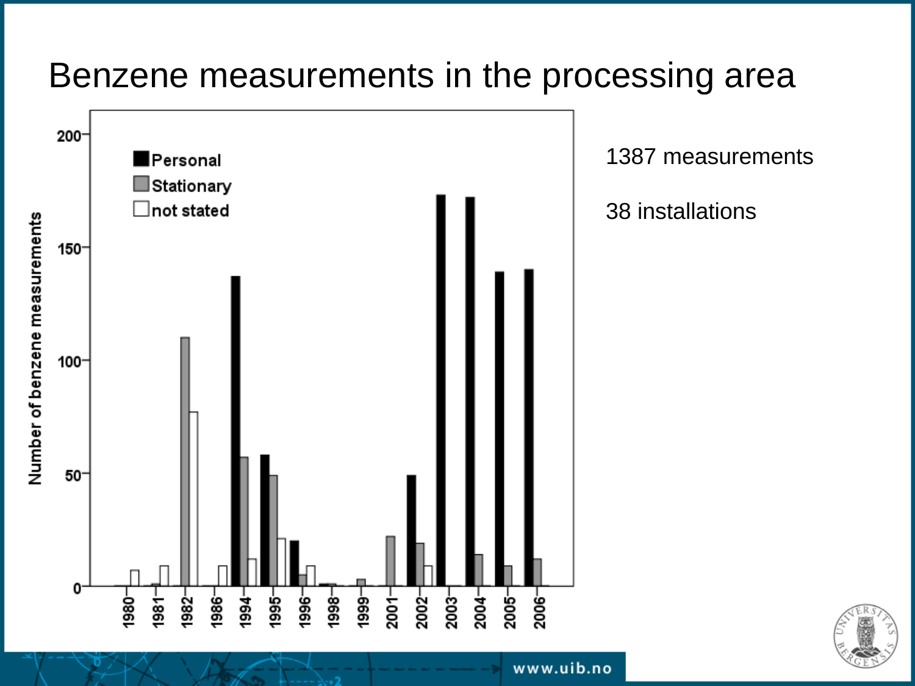# Benzene measurements in the processing area

1387 measurements

38 installations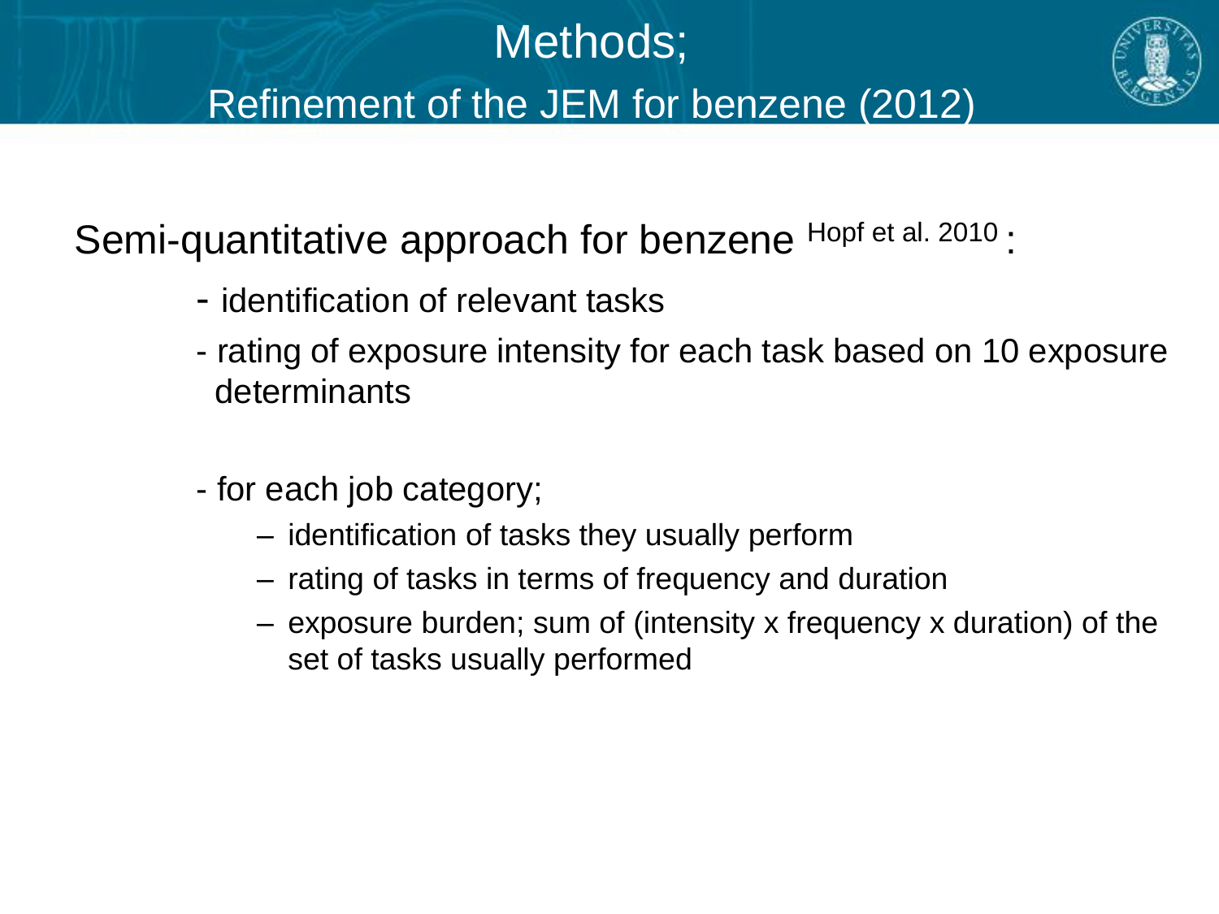# Methods;

## Refinement of the JEM for benzene (2012)

Semi-quantitative approach for benzene Hopf et al. 2010 :

- identification of relevant tasks
- rating of exposure intensity for each task based on 10 exposure determinants

- for each job category;
  - identification of tasks they usually perform
  - rating of tasks in terms of frequency and duration
  - exposure burden; sum of (intensity x frequency x duration) of the set of tasks usually performed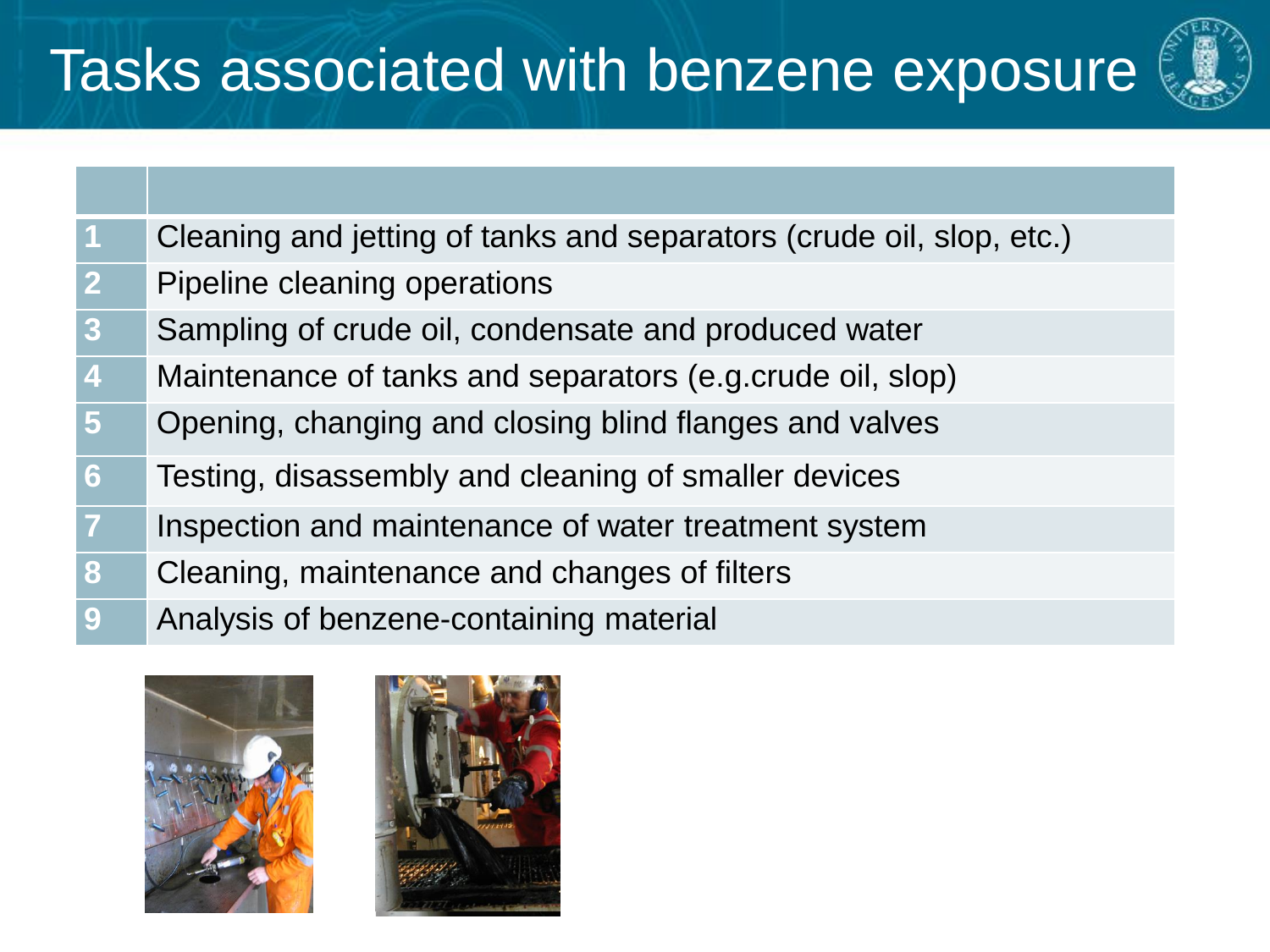# Tasks associated with benzene exposure

| | |
|---|---|
| 1 | Cleaning and jetting of tanks and separators (crude oil, slop, etc.) |
| 2 | Pipeline cleaning operations |
| 3 | Sampling of crude oil, condensate and produced water |
| 4 | Maintenance of tanks and separators (e.g.crude oil, slop) |
| 5 | Opening, changing and closing blind flanges and valves |
| 6 | Testing, disassembly and cleaning of smaller devices |
| 7 | Inspection and maintenance of water treatment system |
| 8 | Cleaning, maintenance and changes of filters |
| 9 | Analysis of benzene-containing material |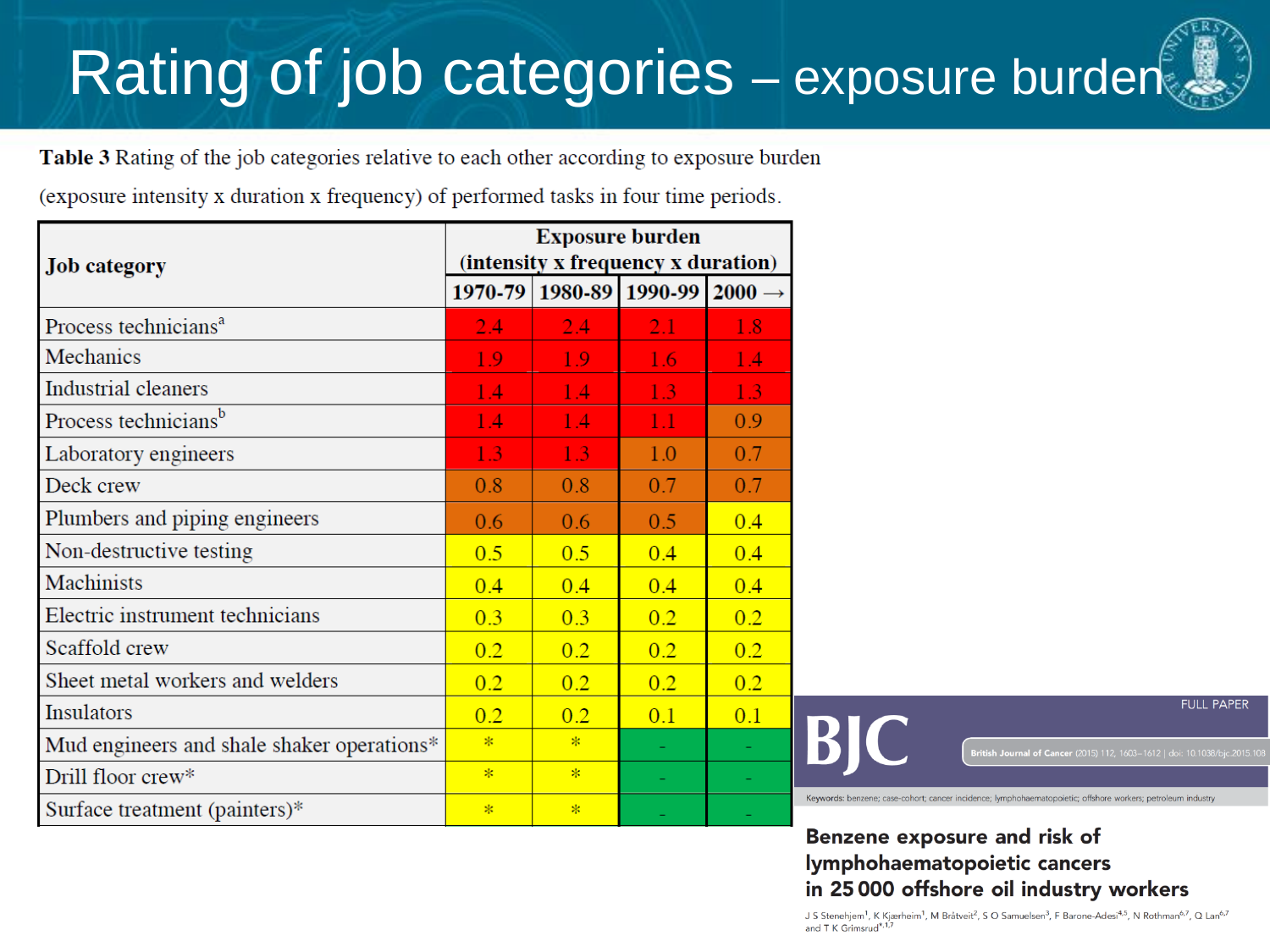# Rating of job categories – exposure burden

**Table 3** Rating of the job categories relative to each other according to exposure burden (exposure intensity x duration x frequency) of performed tasks in four time periods.

| Job category | Exposure burden (intensity x frequency x duration) | | | |
|---|---|---|---|---|
| | 1970-79 | 1980-89 | 1990-99 | 2000 → |
| Process technicians[a] | 2.4 | 2.4 | 2.1 | 1.8 |
| Mechanics | 1.9 | 1.9 | 1.6 | 1.4 |
| Industrial cleaners | 1.4 | 1.4 | 1.3 | 1.3 |
| Process technicians[b] | 1.4 | 1.4 | 1.1 | 0.9 |
| Laboratory engineers | 1.3 | 1.3 | 1.0 | 0.7 |
| Deck crew | 0.8 | 0.8 | 0.7 | 0.7 |
| Plumbers and piping engineers | 0.6 | 0.6 | 0.5 | 0.4 |
| Non-destructive testing | 0.5 | 0.5 | 0.4 | 0.4 |
| Machinists | 0.4 | 0.4 | 0.4 | 0.4 |
| Electric instrument technicians | 0.3 | 0.3 | 0.2 | 0.2 |
| Scaffold crew | 0.2 | 0.2 | 0.2 | 0.2 |
| Sheet metal workers and welders | 0.2 | 0.2 | 0.2 | 0.2 |
| Insulators | 0.2 | 0.2 | 0.1 | 0.1 |
| Mud engineers and shale shaker operations* | * | * | - | - |
| Drill floor crew* | * | * | - | - |
| Surface treatment (painters)* | * | * | - | - |

BJC

FULL PAPER

British Journal of Cancer (2015) 112, 1603–1612 | doi: 10.1038/bjc.2015.108

Keywords: benzene; case-cohort; cancer incidence; lymphohaematopoietic; offshore workers; petroleum industry

**Benzene exposure and risk of lymphohaematopoietic cancers in 25 000 offshore oil industry workers**

J S Stenehjem[1], K Kjærheim[1], M Bråtveit[2], S O Samuelsen[3], F Barone-Adesi[4,5], N Rothman[6,7], Q Lan[6,7] and T K Grimsrud*[1,7]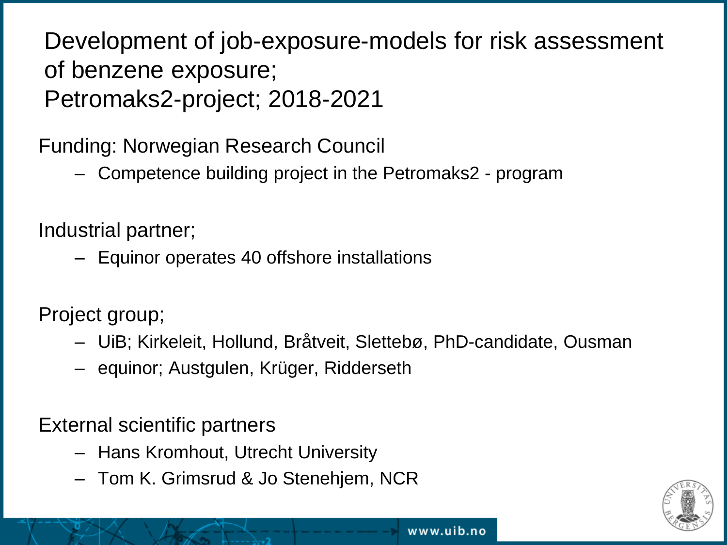# Development of job-exposure-models for risk assessment of benzene exposure; Petromaks2-project; 2018-2021

Funding: Norwegian Research Council

- Competence building project in the Petromaks2 - program

Industrial partner;

- Equinor operates 40 offshore installations

Project group;

- UiB; Kirkeleit, Hollund, Bråtveit, Slettebø, PhD-candidate, Ousman
- equinor; Austgulen, Krüger, Ridderseth

External scientific partners

- Hans Kromhout, Utrecht University
- Tom K. Grimsrud & Jo Stenehjem, NCR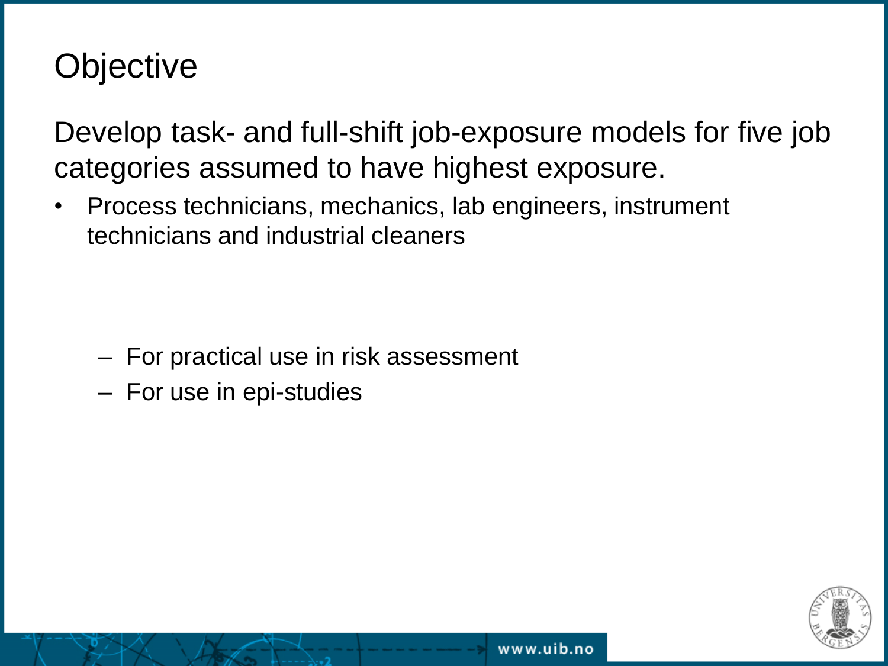# Objective

Develop task- and full-shift job-exposure models for five job categories assumed to have highest exposure.

- Process technicians, mechanics, lab engineers, instrument technicians and industrial cleaners
  - For practical use in risk assessment
  - For use in epi-studies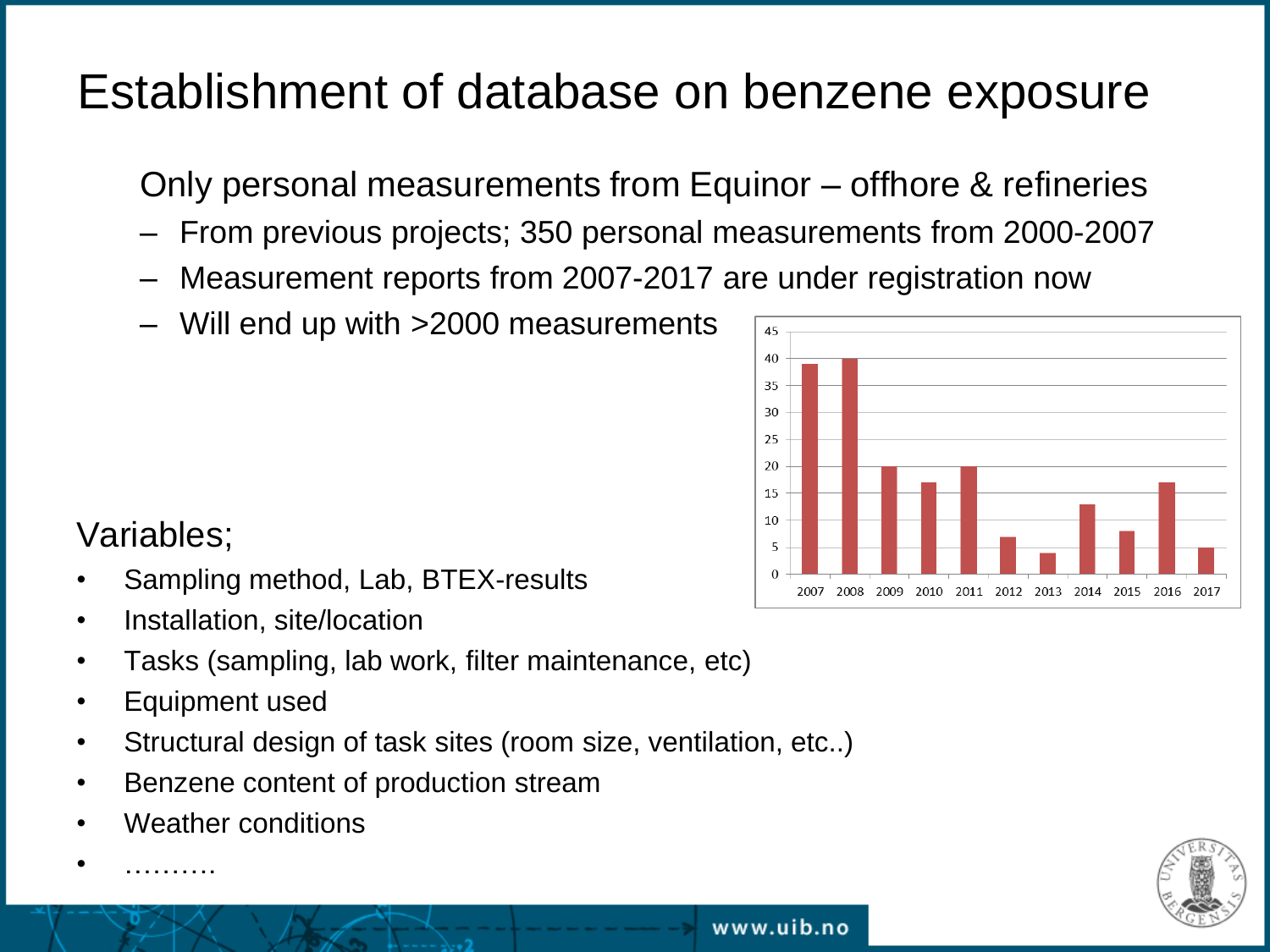# Establishment of database on benzene exposure

Only personal measurements from Equinor – offhore & refineries

- From previous projects; 350 personal measurements from 2000-2007
- Measurement reports from 2007-2017 are under registration now
- Will end up with >2000 measurements

| 2007 | 2008 | 2009 | 2010 | 2011 | 2012 | 2013 | 2014 | 2015 | 2016 | 2017 |
|---|---|---|---|---|---|---|---|---|---|---|
| 39 | 40 | 20 | 17 | 20 | 7 | 4 | 13 | 8 | 17 | 5 |

Variables;

- Sampling method, Lab, BTEX-results
- Installation, site/location
- Tasks (sampling, lab work, filter maintenance, etc)
- Equipment used
- Structural design of task sites (room size, ventilation, etc..)
- Benzene content of production stream
- Weather conditions
- ……….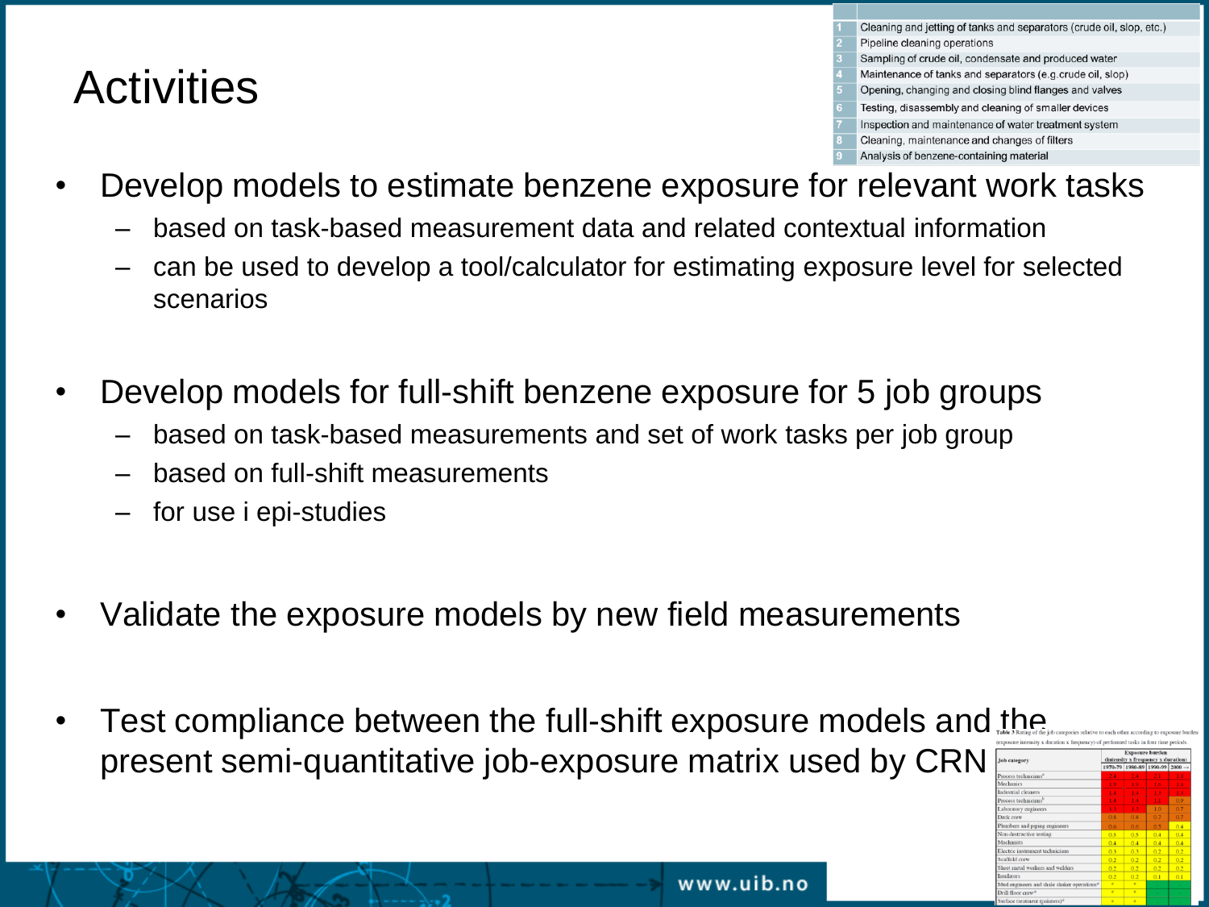# Activities

| | |
|---|---|
| 1 | Cleaning and jetting of tanks and separators (crude oil, slop, etc.) |
| 2 | Pipeline cleaning operations |
| 3 | Sampling of crude oil, condensate and produced water |
| 4 | Maintenance of tanks and separators (e.g.crude oil, slop) |
| 5 | Opening, changing and closing blind flanges and valves |
| 6 | Testing, disassembly and cleaning of smaller devices |
| 7 | Inspection and maintenance of water treatment system |
| 8 | Cleaning, maintenance and changes of filters |
| 9 | Analysis of benzene-containing material |

- Develop models to estimate benzene exposure for relevant work tasks
  - based on task-based measurement data and related contextual information
  - can be used to develop a tool/calculator for estimating exposure level for selected scenarios
- Develop models for full-shift benzene exposure for 5 job groups
  - based on task-based measurements and set of work tasks per job group
  - based on full-shift measurements
  - for use i epi-studies
- Validate the exposure models by new field measurements
- Test compliance between the full-shift exposure models and the present semi-quantitative job-exposure matrix used by CRN